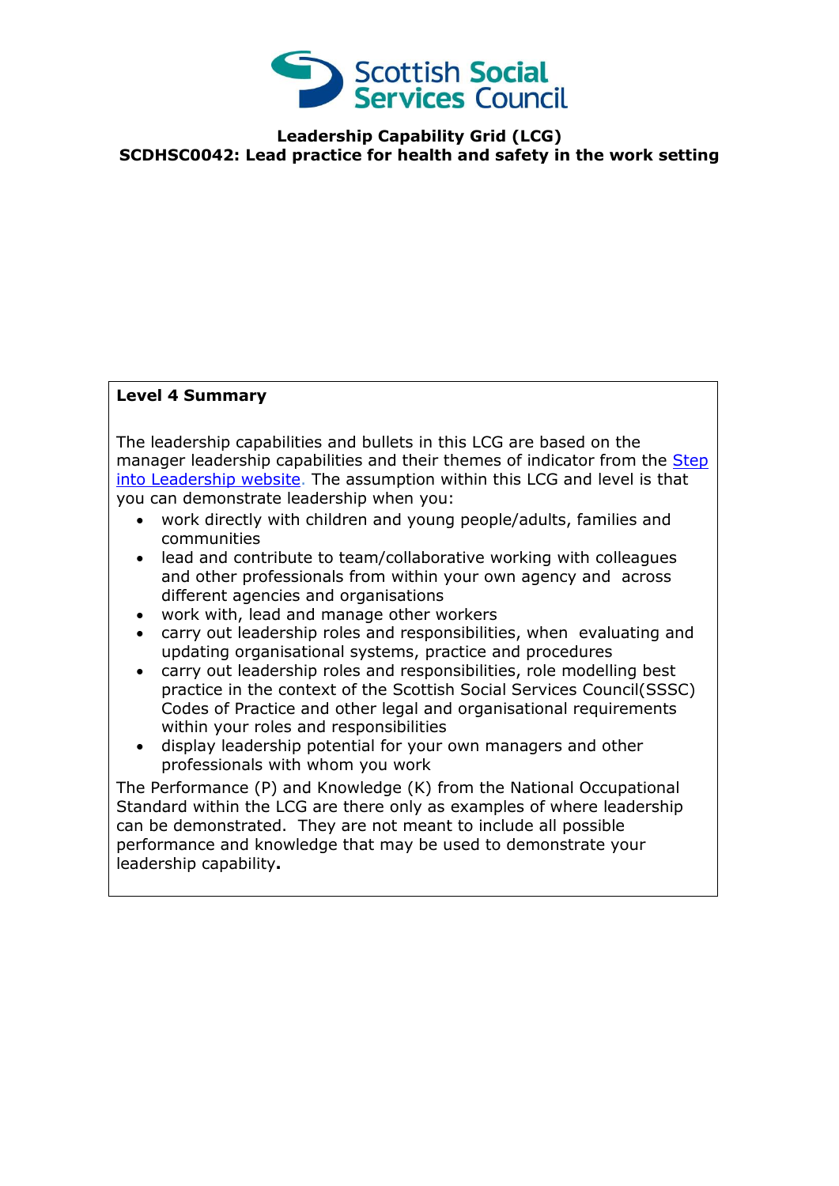Scottish Social Services Council

**Leadership Capability Grid (LCG)**
**SCDHSC0042: Lead practice for health and safety in the work setting**

**Level 4 Summary**

The leadership capabilities and bullets in this LCG are based on the manager leadership capabilities and their themes of indicator from the [Step into Leadership website](). The assumption within this LCG and level is that you can demonstrate leadership when you:

- work directly with children and young people/adults, families and communities
- lead and contribute to team/collaborative working with colleagues and other professionals from within your own agency and across different agencies and organisations
- work with, lead and manage other workers
- carry out leadership roles and responsibilities, when evaluating and updating organisational systems, practice and procedures
- carry out leadership roles and responsibilities, role modelling best practice in the context of the Scottish Social Services Council(SSSC) Codes of Practice and other legal and organisational requirements within your roles and responsibilities
- display leadership potential for your own managers and other professionals with whom you work

The Performance (P) and Knowledge (K) from the National Occupational Standard within the LCG are there only as examples of where leadership can be demonstrated. They are not meant to include all possible performance and knowledge that may be used to demonstrate your leadership capability**.**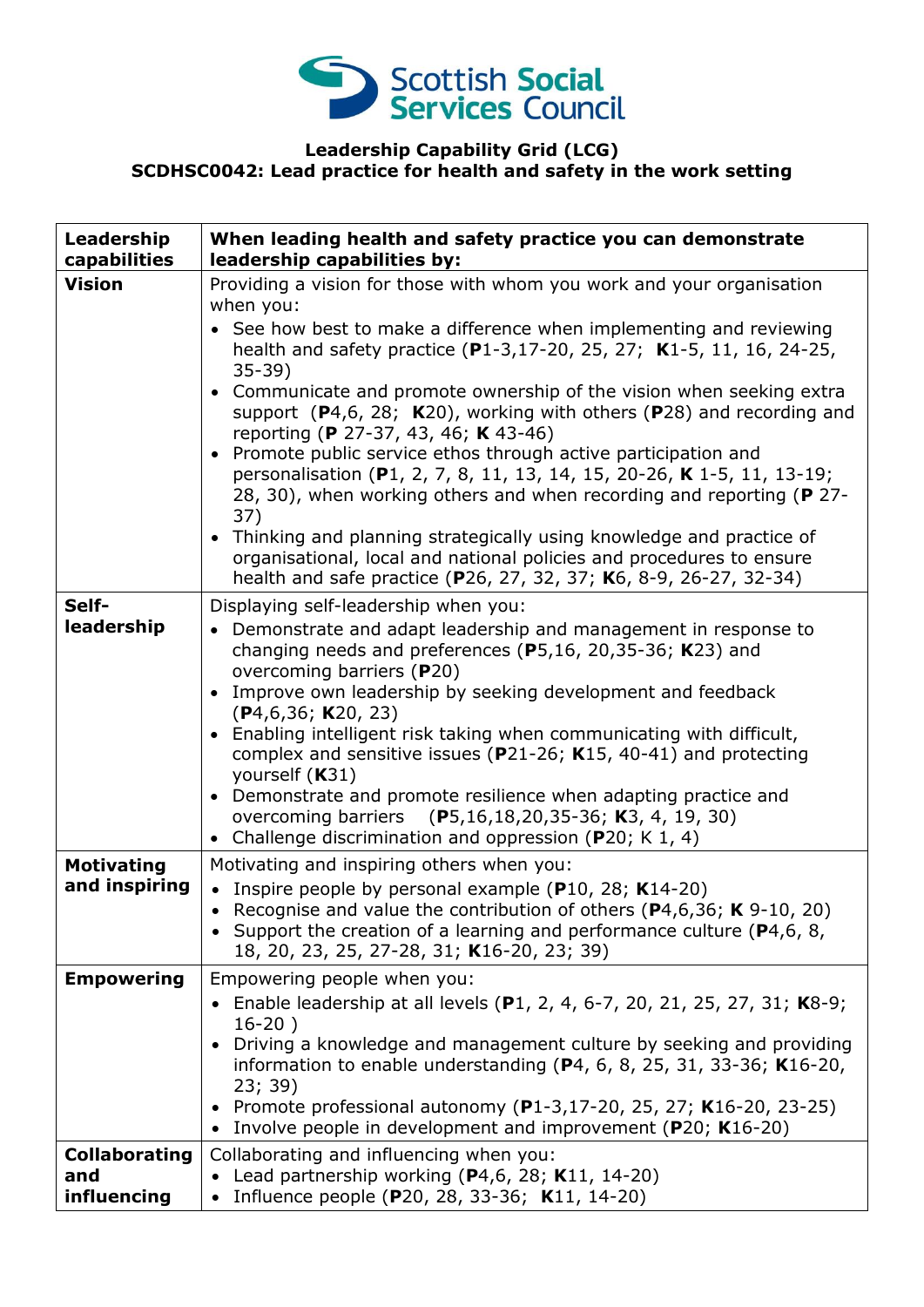Scottish Social Services Council

**Leadership Capability Grid (LCG)**
**SCDHSC0042: Lead practice for health and safety in the work setting**

| Leadership capabilities | When leading health and safety practice you can demonstrate leadership capabilities by: |
|---|---|
| **Vision** | Providing a vision for those with whom you work and your organisation when you:<br>• See how best to make a difference when implementing and reviewing health and safety practice (**P**1-3,17-20, 25, 27; **K**1-5, 11, 16, 24-25, 35-39)<br>• Communicate and promote ownership of the vision when seeking extra support (**P**4,6, 28; **K**20), working with others (**P**28) and recording and reporting (**P** 27-37, 43, 46; **K** 43-46)<br>• Promote public service ethos through active participation and personalisation (**P**1, 2, 7, 8, 11, 13, 14, 15, 20-26, **K** 1-5, 11, 13-19; 28, 30), when working others and when recording and reporting (**P** 27-37)<br>• Thinking and planning strategically using knowledge and practice of organisational, local and national policies and procedures to ensure health and safe practice (**P**26, 27, 32, 37; **K**6, 8-9, 26-27, 32-34) |
| **Self-leadership** | Displaying self-leadership when you:<br>• Demonstrate and adapt leadership and management in response to changing needs and preferences (**P**5,16, 20,35-36; **K**23) and overcoming barriers (**P**20)<br>• Improve own leadership by seeking development and feedback (**P**4,6,36; **K**20, 23)<br>• Enabling intelligent risk taking when communicating with difficult, complex and sensitive issues (**P**21-26; **K**15, 40-41) and protecting yourself (**K**31)<br>• Demonstrate and promote resilience when adapting practice and overcoming barriers (**P**5,16,18,20,35-36; **K**3, 4, 19, 30)<br>• Challenge discrimination and oppression (**P**20; K 1, 4) |
| **Motivating and inspiring** | Motivating and inspiring others when you:<br>• Inspire people by personal example (**P**10, 28; **K**14-20)<br>• Recognise and value the contribution of others (**P**4,6,36; **K** 9-10, 20)<br>• Support the creation of a learning and performance culture (**P**4,6, 8, 18, 20, 23, 25, 27-28, 31; **K**16-20, 23; 39) |
| **Empowering** | Empowering people when you:<br>• Enable leadership at all levels (**P**1, 2, 4, 6-7, 20, 21, 25, 27, 31; **K**8-9; 16-20 )<br>• Driving a knowledge and management culture by seeking and providing information to enable understanding (**P**4, 6, 8, 25, 31, 33-36; **K**16-20, 23; 39)<br>• Promote professional autonomy (**P**1-3,17-20, 25, 27; **K**16-20, 23-25)<br>• Involve people in development and improvement (**P**20; **K**16-20) |
| **Collaborating and influencing** | Collaborating and influencing when you:<br>• Lead partnership working (**P**4,6, 28; **K**11, 14-20)<br>• Influence people (**P**20, 28, 33-36; **K**11, 14-20) |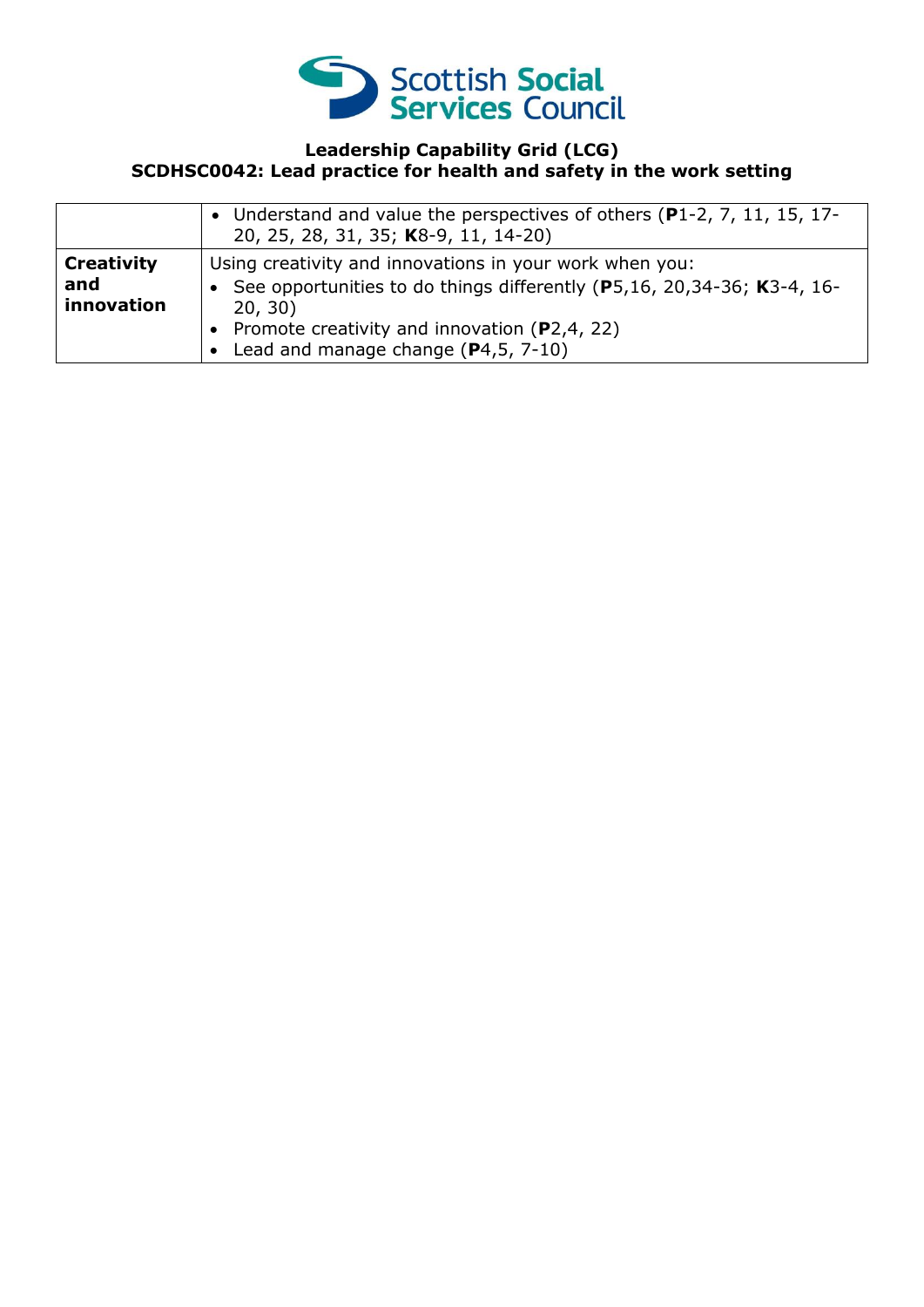**Leadership Capability Grid (LCG)**
**SCDHSC0042: Lead practice for health and safety in the work setting**

| | |
|---|---|
| | • Understand and value the perspectives of others (**P**1-2, 7, 11, 15, 17-20, 25, 28, 31, 35; **K**8-9, 11, 14-20) |
| **Creativity and innovation** | Using creativity and innovations in your work when you:<br>• See opportunities to do things differently (**P**5,16, 20,34-36; **K**3-4, 16-20, 30)<br>• Promote creativity and innovation (**P**2,4, 22)<br>• Lead and manage change (**P**4,5, 7-10) |